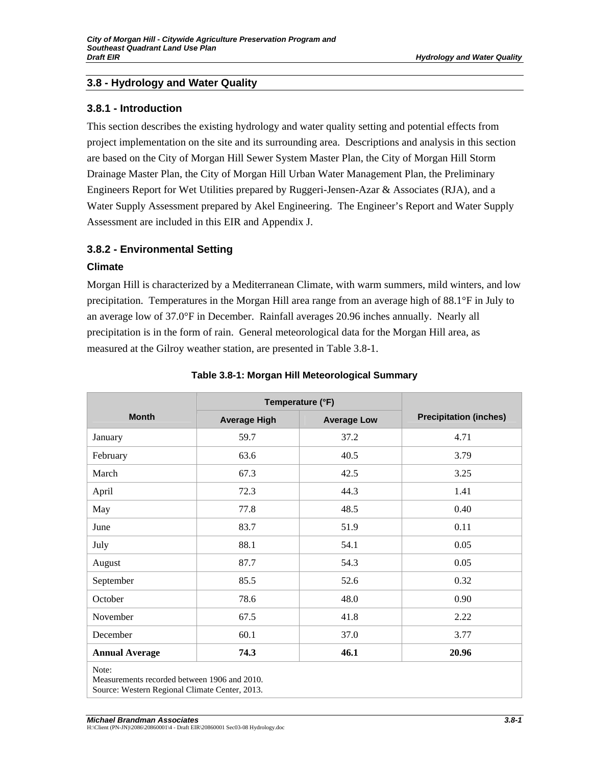## 3.8 - Hydrology and Water Quality

### 3.8.1 - Introduction

This section describes the existing hydrology and water quality setting and potential effects from project implementation on the site and its surrounding area. Descriptions and analysis in this section are based on the City of Morgan Hill Sewer System Master Plan, the City of Morgan Hill Storm Drainage Master Plan, the City of Morgan Hill Urban Water Management Plan, the Preliminary Engineers Report for Wet Utilities prepared by Ruggeri-Jensen-Azar & Associates (RJA), and a Water Supply Assessment prepared by Akel Engineering. The Engineer's Report and Water Supply Assessment are included in this EIR and Appendix J.

### 3.8.2 - Environmental Setting

#### Climate

Morgan Hill is characterized by a Mediterranean Climate, with warm summers, mild winters, and low precipitation. Temperatures in the Morgan Hill area range from an average high of 88.1°F in July to an average low of 37.0°F in December. Rainfall averages 20.96 inches annually. Nearly all precipitation is in the form of rain. General meteorological data for the Morgan Hill area, as measured at the Gilroy weather station, are presented in Table 3.8-1.

**Table 3.8-1: Morgan Hill Meteorological Summary**

| Month | Temperature (°F) | | Precipitation (inches) |
|---|---|---|---|
| | Average High | Average Low | |
| January | 59.7 | 37.2 | 4.71 |
| February | 63.6 | 40.5 | 3.79 |
| March | 67.3 | 42.5 | 3.25 |
| April | 72.3 | 44.3 | 1.41 |
| May | 77.8 | 48.5 | 0.40 |
| June | 83.7 | 51.9 | 0.11 |
| July | 88.1 | 54.1 | 0.05 |
| August | 87.7 | 54.3 | 0.05 |
| September | 85.5 | 52.6 | 0.32 |
| October | 78.6 | 48.0 | 0.90 |
| November | 67.5 | 41.8 | 2.22 |
| December | 60.1 | 37.0 | 3.77 |
| **Annual Average** | **74.3** | **46.1** | **20.96** |

Note:
Measurements recorded between 1906 and 2010.
Source: Western Regional Climate Center, 2013.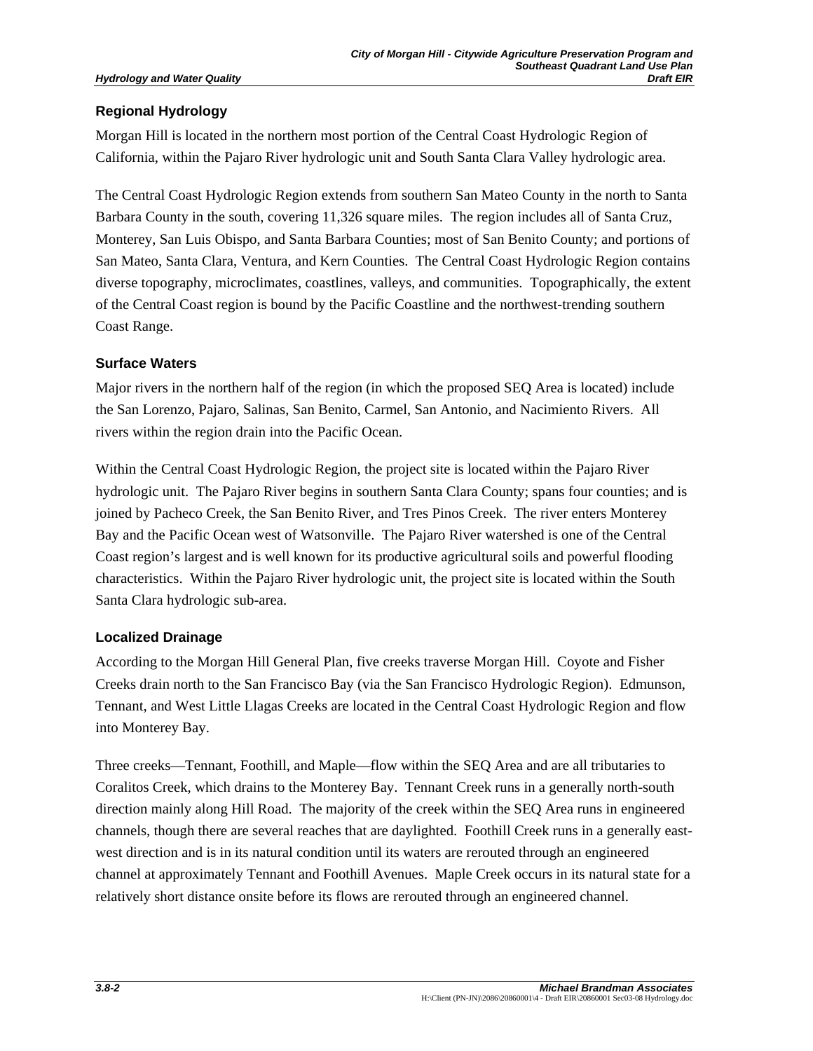### Regional Hydrology

Morgan Hill is located in the northern most portion of the Central Coast Hydrologic Region of California, within the Pajaro River hydrologic unit and South Santa Clara Valley hydrologic area.

The Central Coast Hydrologic Region extends from southern San Mateo County in the north to Santa Barbara County in the south, covering 11,326 square miles. The region includes all of Santa Cruz, Monterey, San Luis Obispo, and Santa Barbara Counties; most of San Benito County; and portions of San Mateo, Santa Clara, Ventura, and Kern Counties. The Central Coast Hydrologic Region contains diverse topography, microclimates, coastlines, valleys, and communities. Topographically, the extent of the Central Coast region is bound by the Pacific Coastline and the northwest-trending southern Coast Range.

### Surface Waters

Major rivers in the northern half of the region (in which the proposed SEQ Area is located) include the San Lorenzo, Pajaro, Salinas, San Benito, Carmel, San Antonio, and Nacimiento Rivers. All rivers within the region drain into the Pacific Ocean.

Within the Central Coast Hydrologic Region, the project site is located within the Pajaro River hydrologic unit. The Pajaro River begins in southern Santa Clara County; spans four counties; and is joined by Pacheco Creek, the San Benito River, and Tres Pinos Creek. The river enters Monterey Bay and the Pacific Ocean west of Watsonville. The Pajaro River watershed is one of the Central Coast region's largest and is well known for its productive agricultural soils and powerful flooding characteristics. Within the Pajaro River hydrologic unit, the project site is located within the South Santa Clara hydrologic sub-area.

### Localized Drainage

According to the Morgan Hill General Plan, five creeks traverse Morgan Hill. Coyote and Fisher Creeks drain north to the San Francisco Bay (via the San Francisco Hydrologic Region). Edmunson, Tennant, and West Little Llagas Creeks are located in the Central Coast Hydrologic Region and flow into Monterey Bay.

Three creeks—Tennant, Foothill, and Maple—flow within the SEQ Area and are all tributaries to Coralitos Creek, which drains to the Monterey Bay. Tennant Creek runs in a generally north-south direction mainly along Hill Road. The majority of the creek within the SEQ Area runs in engineered channels, though there are several reaches that are daylighted. Foothill Creek runs in a generally east-west direction and is in its natural condition until its waters are rerouted through an engineered channel at approximately Tennant and Foothill Avenues. Maple Creek occurs in its natural state for a relatively short distance onsite before its flows are rerouted through an engineered channel.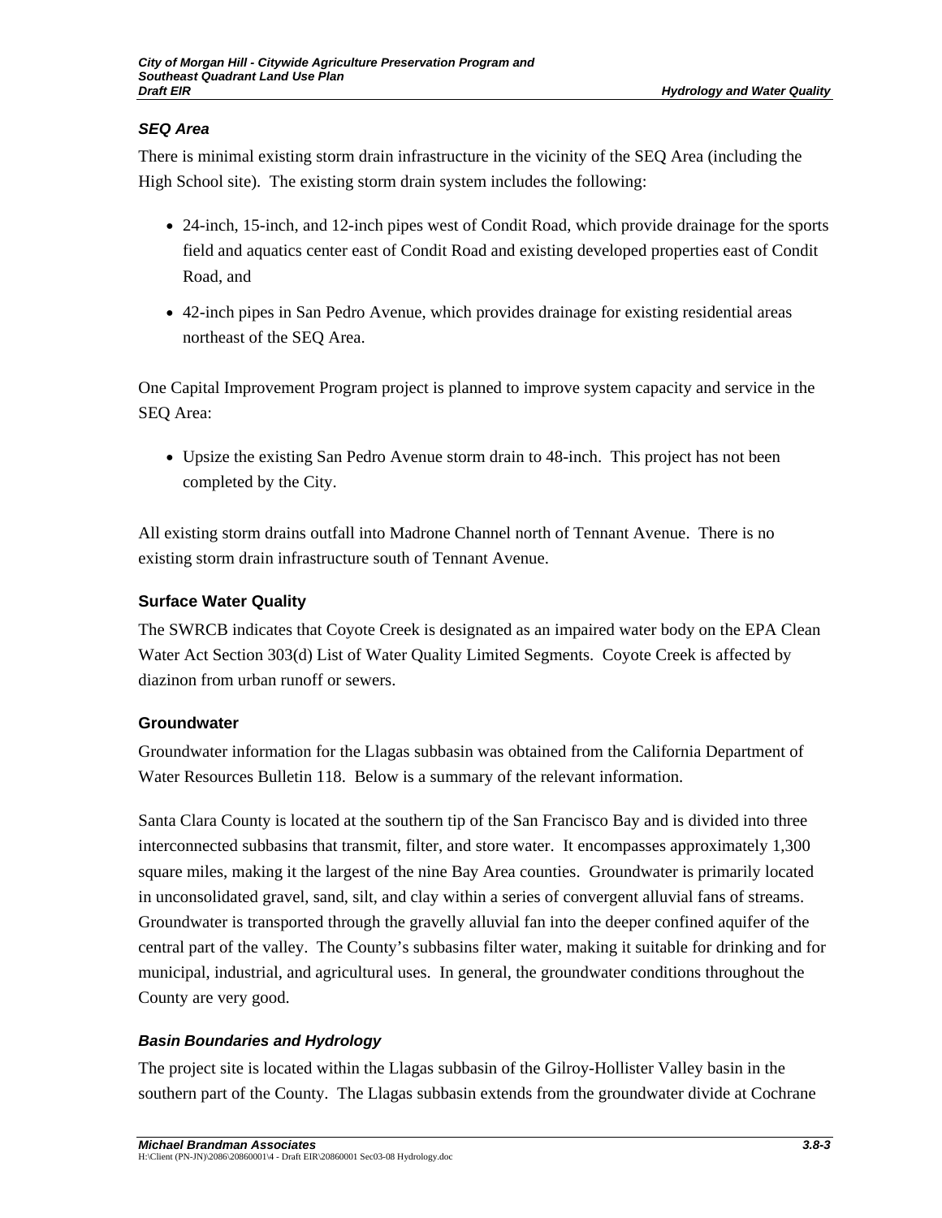### *SEQ Area*

There is minimal existing storm drain infrastructure in the vicinity of the SEQ Area (including the High School site). The existing storm drain system includes the following:

- 24-inch, 15-inch, and 12-inch pipes west of Condit Road, which provide drainage for the sports field and aquatics center east of Condit Road and existing developed properties east of Condit Road, and
- 42-inch pipes in San Pedro Avenue, which provides drainage for existing residential areas northeast of the SEQ Area.

One Capital Improvement Program project is planned to improve system capacity and service in the SEQ Area:

- Upsize the existing San Pedro Avenue storm drain to 48-inch. This project has not been completed by the City.

All existing storm drains outfall into Madrone Channel north of Tennant Avenue. There is no existing storm drain infrastructure south of Tennant Avenue.

## Surface Water Quality

The SWRCB indicates that Coyote Creek is designated as an impaired water body on the EPA Clean Water Act Section 303(d) List of Water Quality Limited Segments. Coyote Creek is affected by diazinon from urban runoff or sewers.

## Groundwater

Groundwater information for the Llagas subbasin was obtained from the California Department of Water Resources Bulletin 118. Below is a summary of the relevant information.

Santa Clara County is located at the southern tip of the San Francisco Bay and is divided into three interconnected subbasins that transmit, filter, and store water. It encompasses approximately 1,300 square miles, making it the largest of the nine Bay Area counties. Groundwater is primarily located in unconsolidated gravel, sand, silt, and clay within a series of convergent alluvial fans of streams. Groundwater is transported through the gravelly alluvial fan into the deeper confined aquifer of the central part of the valley. The County's subbasins filter water, making it suitable for drinking and for municipal, industrial, and agricultural uses. In general, the groundwater conditions throughout the County are very good.

### *Basin Boundaries and Hydrology*

The project site is located within the Llagas subbasin of the Gilroy-Hollister Valley basin in the southern part of the County. The Llagas subbasin extends from the groundwater divide at Cochrane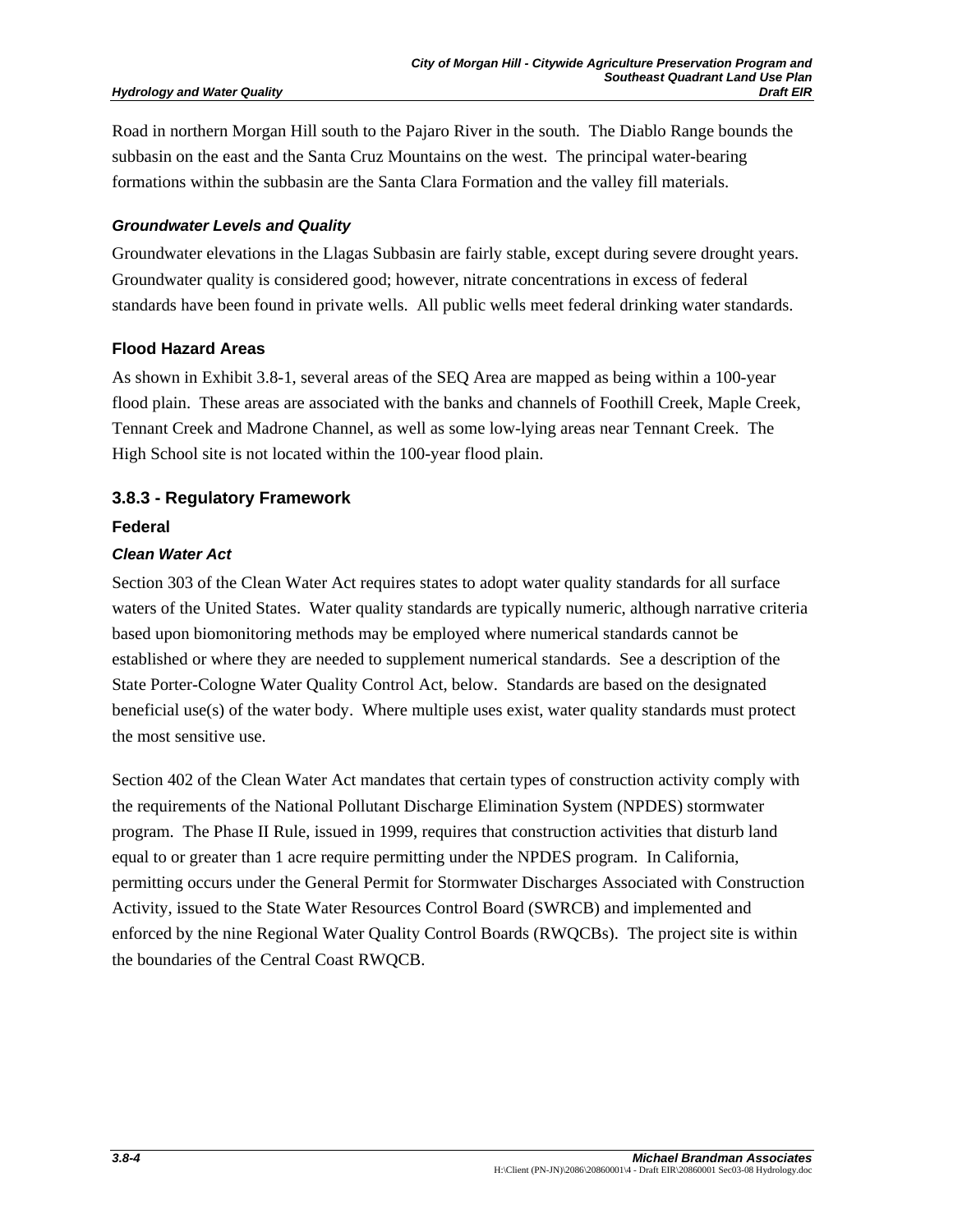Road in northern Morgan Hill south to the Pajaro River in the south. The Diablo Range bounds the subbasin on the east and the Santa Cruz Mountains on the west. The principal water-bearing formations within the subbasin are the Santa Clara Formation and the valley fill materials.

#### *Groundwater Levels and Quality*

Groundwater elevations in the Llagas Subbasin are fairly stable, except during severe drought years. Groundwater quality is considered good; however, nitrate concentrations in excess of federal standards have been found in private wells. All public wells meet federal drinking water standards.

### Flood Hazard Areas

As shown in Exhibit 3.8-1, several areas of the SEQ Area are mapped as being within a 100-year flood plain. These areas are associated with the banks and channels of Foothill Creek, Maple Creek, Tennant Creek and Madrone Channel, as well as some low-lying areas near Tennant Creek. The High School site is not located within the 100-year flood plain.

## 3.8.3 - Regulatory Framework

### Federal

#### *Clean Water Act*

Section 303 of the Clean Water Act requires states to adopt water quality standards for all surface waters of the United States. Water quality standards are typically numeric, although narrative criteria based upon biomonitoring methods may be employed where numerical standards cannot be established or where they are needed to supplement numerical standards. See a description of the State Porter-Cologne Water Quality Control Act, below. Standards are based on the designated beneficial use(s) of the water body. Where multiple uses exist, water quality standards must protect the most sensitive use.

Section 402 of the Clean Water Act mandates that certain types of construction activity comply with the requirements of the National Pollutant Discharge Elimination System (NPDES) stormwater program. The Phase II Rule, issued in 1999, requires that construction activities that disturb land equal to or greater than 1 acre require permitting under the NPDES program. In California, permitting occurs under the General Permit for Stormwater Discharges Associated with Construction Activity, issued to the State Water Resources Control Board (SWRCB) and implemented and enforced by the nine Regional Water Quality Control Boards (RWQCBs). The project site is within the boundaries of the Central Coast RWQCB.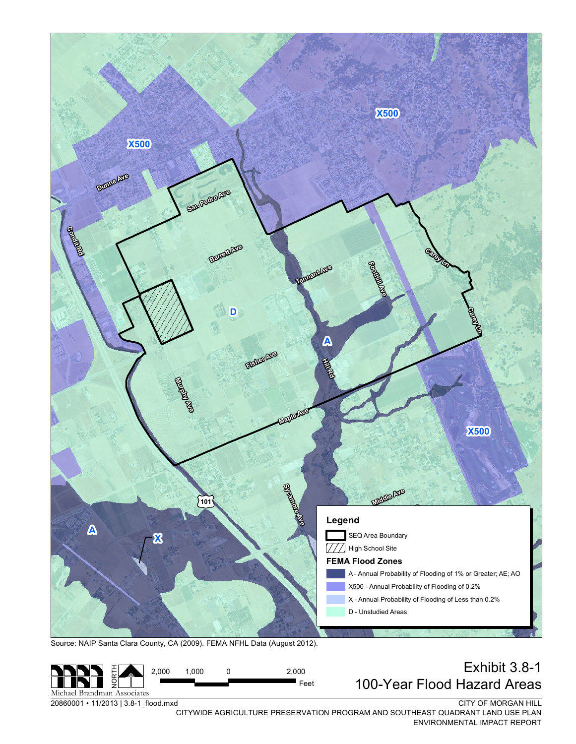Legend

- SEQ Area Boundary
- High School Site

**FEMA Flood Zones**

- A - Annual Probability of Flooding of 1% or Greater; AE; AO
- X500 - Annual Probability of Flooding of 0.2%
- X - Annual Probability of Flooding of Less than 0.2%
- D - Unstudied Areas

Source: NAIP Santa Clara County, CA (2009). FEMA NFHL Data (August 2012).

Michael Brandman Associates

NORTH

2,000 1,000 0 2,000 Feet

20860001 • 11/2013 | 3.8-1_flood.mxd

# Exhibit 3.8-1
## 100-Year Flood Hazard Areas

CITY OF MORGAN HILL
CITYWIDE AGRICULTURE PRESERVATION PROGRAM AND SOUTHEAST QUADRANT LAND USE PLAN
ENVIRONMENTAL IMPACT REPORT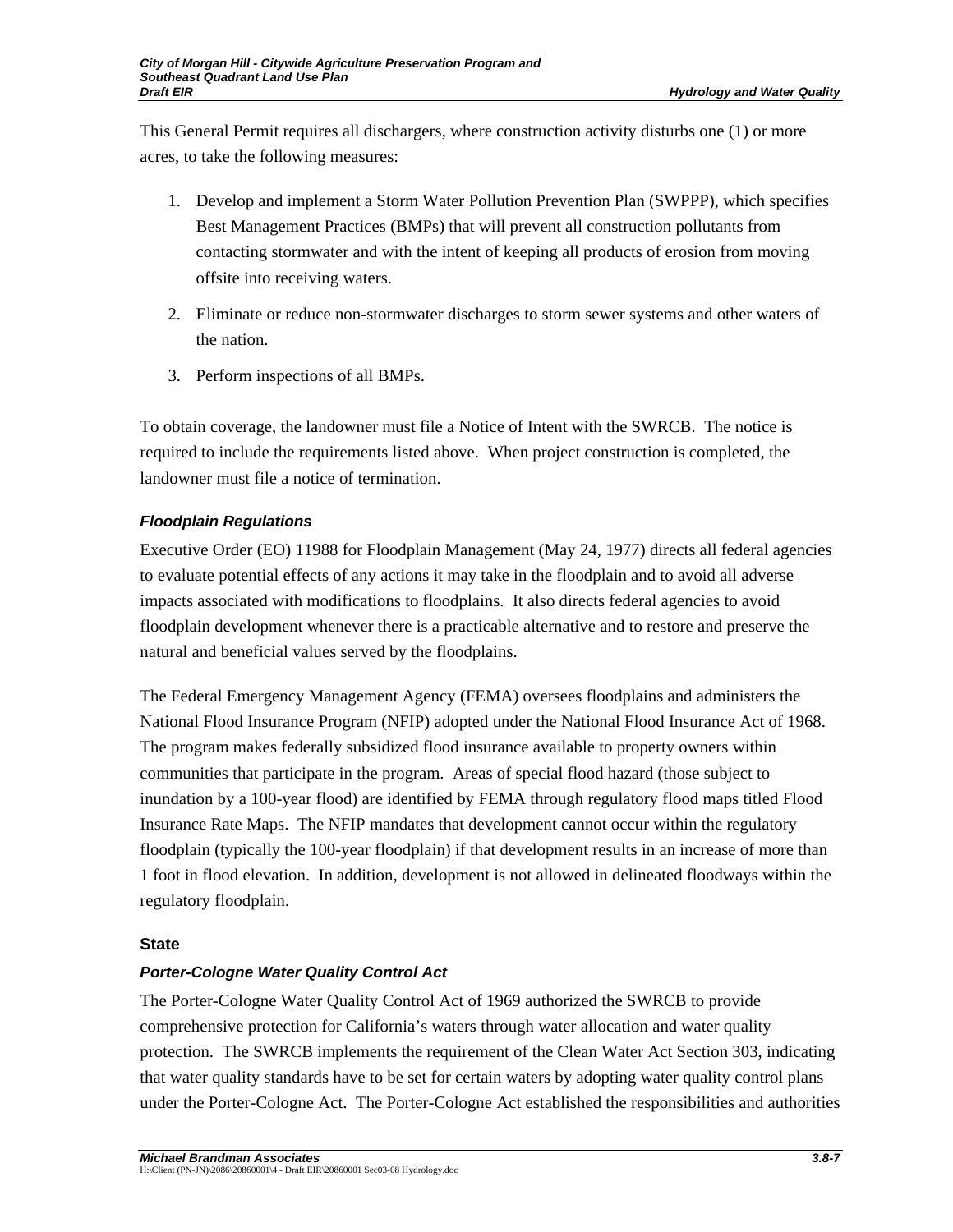This General Permit requires all dischargers, where construction activity disturbs one (1) or more acres, to take the following measures:

1. Develop and implement a Storm Water Pollution Prevention Plan (SWPPP), which specifies Best Management Practices (BMPs) that will prevent all construction pollutants from contacting stormwater and with the intent of keeping all products of erosion from moving offsite into receiving waters.
2. Eliminate or reduce non-stormwater discharges to storm sewer systems and other waters of the nation.
3. Perform inspections of all BMPs.

To obtain coverage, the landowner must file a Notice of Intent with the SWRCB. The notice is required to include the requirements listed above. When project construction is completed, the landowner must file a notice of termination.

#### *Floodplain Regulations*

Executive Order (EO) 11988 for Floodplain Management (May 24, 1977) directs all federal agencies to evaluate potential effects of any actions it may take in the floodplain and to avoid all adverse impacts associated with modifications to floodplains. It also directs federal agencies to avoid floodplain development whenever there is a practicable alternative and to restore and preserve the natural and beneficial values served by the floodplains.

The Federal Emergency Management Agency (FEMA) oversees floodplains and administers the National Flood Insurance Program (NFIP) adopted under the National Flood Insurance Act of 1968. The program makes federally subsidized flood insurance available to property owners within communities that participate in the program. Areas of special flood hazard (those subject to inundation by a 100-year flood) are identified by FEMA through regulatory flood maps titled Flood Insurance Rate Maps. The NFIP mandates that development cannot occur within the regulatory floodplain (typically the 100-year floodplain) if that development results in an increase of more than 1 foot in flood elevation. In addition, development is not allowed in delineated floodways within the regulatory floodplain.

### State

#### *Porter-Cologne Water Quality Control Act*

The Porter-Cologne Water Quality Control Act of 1969 authorized the SWRCB to provide comprehensive protection for California's waters through water allocation and water quality protection. The SWRCB implements the requirement of the Clean Water Act Section 303, indicating that water quality standards have to be set for certain waters by adopting water quality control plans under the Porter-Cologne Act. The Porter-Cologne Act established the responsibilities and authorities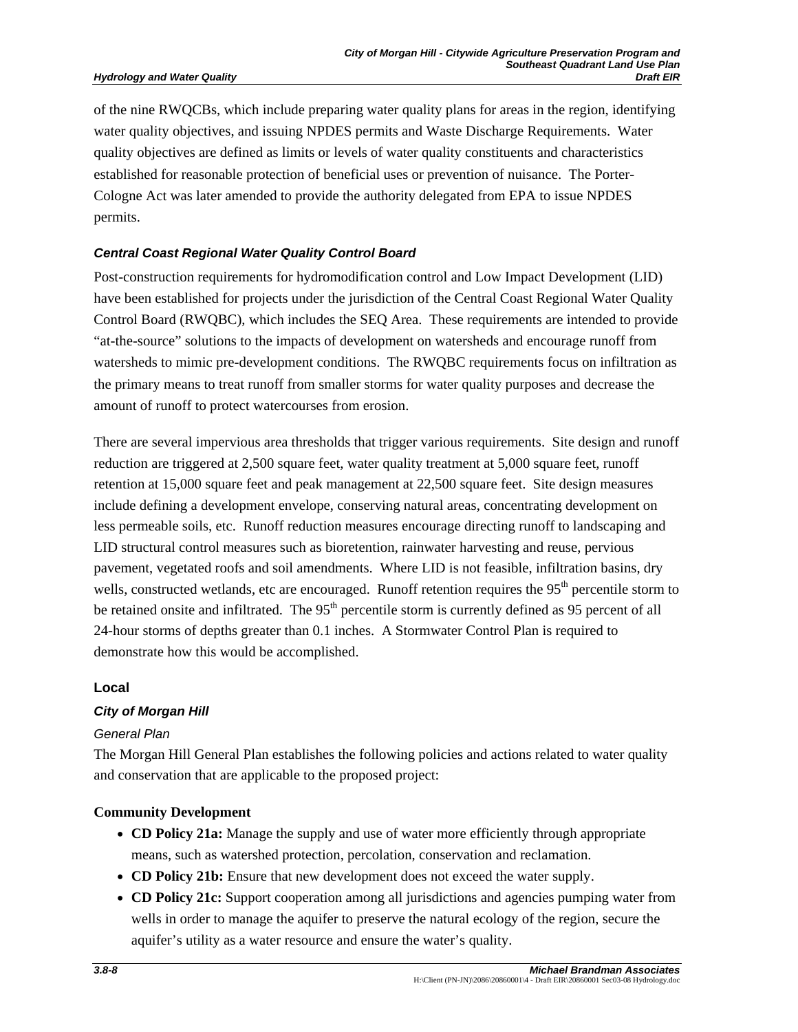of the nine RWQCBs, which include preparing water quality plans for areas in the region, identifying water quality objectives, and issuing NPDES permits and Waste Discharge Requirements. Water quality objectives are defined as limits or levels of water quality constituents and characteristics established for reasonable protection of beneficial uses or prevention of nuisance. The Porter-Cologne Act was later amended to provide the authority delegated from EPA to issue NPDES permits.

#### *Central Coast Regional Water Quality Control Board*

Post-construction requirements for hydromodification control and Low Impact Development (LID) have been established for projects under the jurisdiction of the Central Coast Regional Water Quality Control Board (RWQBC), which includes the SEQ Area. These requirements are intended to provide "at-the-source" solutions to the impacts of development on watersheds and encourage runoff from watersheds to mimic pre-development conditions. The RWQBC requirements focus on infiltration as the primary means to treat runoff from smaller storms for water quality purposes and decrease the amount of runoff to protect watercourses from erosion.

There are several impervious area thresholds that trigger various requirements. Site design and runoff reduction are triggered at 2,500 square feet, water quality treatment at 5,000 square feet, runoff retention at 15,000 square feet and peak management at 22,500 square feet. Site design measures include defining a development envelope, conserving natural areas, concentrating development on less permeable soils, etc. Runoff reduction measures encourage directing runoff to landscaping and LID structural control measures such as bioretention, rainwater harvesting and reuse, pervious pavement, vegetated roofs and soil amendments. Where LID is not feasible, infiltration basins, dry wells, constructed wetlands, etc are encouraged. Runoff retention requires the 95th percentile storm to be retained onsite and infiltrated. The 95th percentile storm is currently defined as 95 percent of all 24-hour storms of depths greater than 0.1 inches. A Stormwater Control Plan is required to demonstrate how this would be accomplished.

### Local

#### *City of Morgan Hill*

*General Plan*

The Morgan Hill General Plan establishes the following policies and actions related to water quality and conservation that are applicable to the proposed project:

**Community Development**

- **CD Policy 21a:** Manage the supply and use of water more efficiently through appropriate means, such as watershed protection, percolation, conservation and reclamation.
- **CD Policy 21b:** Ensure that new development does not exceed the water supply.
- **CD Policy 21c:** Support cooperation among all jurisdictions and agencies pumping water from wells in order to manage the aquifer to preserve the natural ecology of the region, secure the aquifer's utility as a water resource and ensure the water's quality.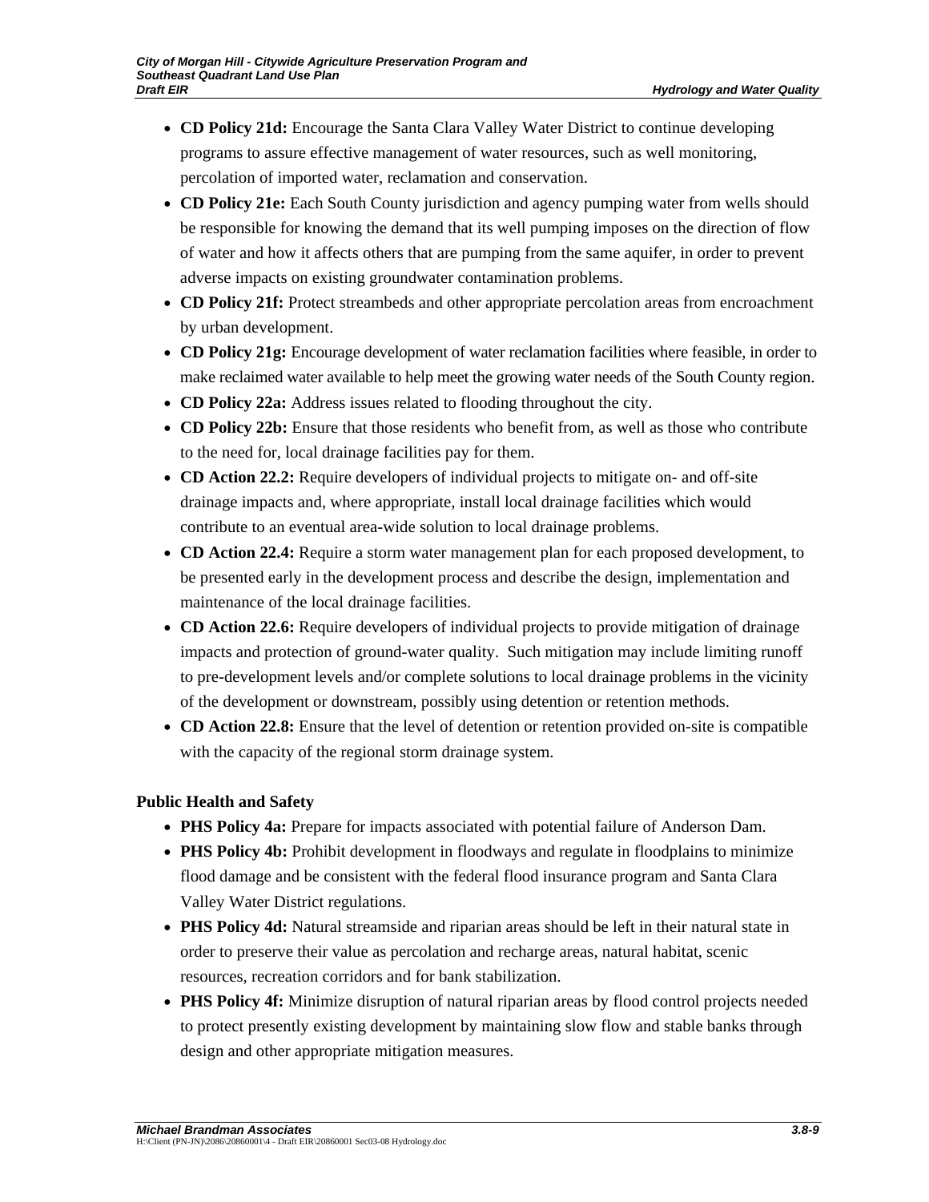- **CD Policy 21d:** Encourage the Santa Clara Valley Water District to continue developing programs to assure effective management of water resources, such as well monitoring, percolation of imported water, reclamation and conservation.
- **CD Policy 21e:** Each South County jurisdiction and agency pumping water from wells should be responsible for knowing the demand that its well pumping imposes on the direction of flow of water and how it affects others that are pumping from the same aquifer, in order to prevent adverse impacts on existing groundwater contamination problems.
- **CD Policy 21f:** Protect streambeds and other appropriate percolation areas from encroachment by urban development.
- **CD Policy 21g:** Encourage development of water reclamation facilities where feasible, in order to make reclaimed water available to help meet the growing water needs of the South County region.
- **CD Policy 22a:** Address issues related to flooding throughout the city.
- **CD Policy 22b:** Ensure that those residents who benefit from, as well as those who contribute to the need for, local drainage facilities pay for them.
- **CD Action 22.2:** Require developers of individual projects to mitigate on- and off-site drainage impacts and, where appropriate, install local drainage facilities which would contribute to an eventual area-wide solution to local drainage problems.
- **CD Action 22.4:** Require a storm water management plan for each proposed development, to be presented early in the development process and describe the design, implementation and maintenance of the local drainage facilities.
- **CD Action 22.6:** Require developers of individual projects to provide mitigation of drainage impacts and protection of ground-water quality. Such mitigation may include limiting runoff to pre-development levels and/or complete solutions to local drainage problems in the vicinity of the development or downstream, possibly using detention or retention methods.
- **CD Action 22.8:** Ensure that the level of detention or retention provided on-site is compatible with the capacity of the regional storm drainage system.

**Public Health and Safety**

- **PHS Policy 4a:** Prepare for impacts associated with potential failure of Anderson Dam.
- **PHS Policy 4b:** Prohibit development in floodways and regulate in floodplains to minimize flood damage and be consistent with the federal flood insurance program and Santa Clara Valley Water District regulations.
- **PHS Policy 4d:** Natural streamside and riparian areas should be left in their natural state in order to preserve their value as percolation and recharge areas, natural habitat, scenic resources, recreation corridors and for bank stabilization.
- **PHS Policy 4f:** Minimize disruption of natural riparian areas by flood control projects needed to protect presently existing development by maintaining slow flow and stable banks through design and other appropriate mitigation measures.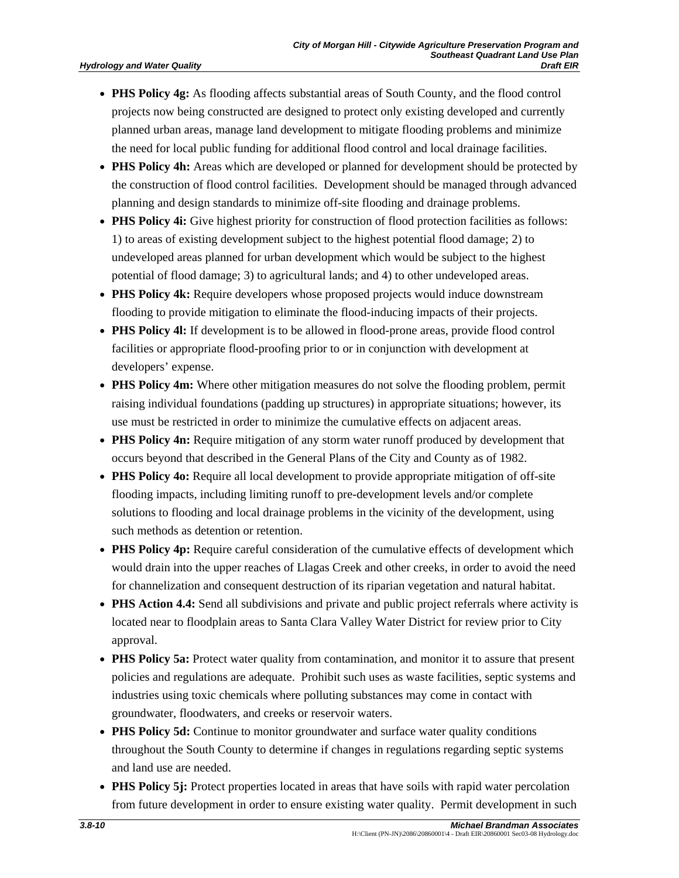- **PHS Policy 4g:** As flooding affects substantial areas of South County, and the flood control projects now being constructed are designed to protect only existing developed and currently planned urban areas, manage land development to mitigate flooding problems and minimize the need for local public funding for additional flood control and local drainage facilities.
- **PHS Policy 4h:** Areas which are developed or planned for development should be protected by the construction of flood control facilities. Development should be managed through advanced planning and design standards to minimize off-site flooding and drainage problems.
- **PHS Policy 4i:** Give highest priority for construction of flood protection facilities as follows: 1) to areas of existing development subject to the highest potential flood damage; 2) to undeveloped areas planned for urban development which would be subject to the highest potential of flood damage; 3) to agricultural lands; and 4) to other undeveloped areas.
- **PHS Policy 4k:** Require developers whose proposed projects would induce downstream flooding to provide mitigation to eliminate the flood-inducing impacts of their projects.
- **PHS Policy 4l:** If development is to be allowed in flood-prone areas, provide flood control facilities or appropriate flood-proofing prior to or in conjunction with development at developers' expense.
- **PHS Policy 4m:** Where other mitigation measures do not solve the flooding problem, permit raising individual foundations (padding up structures) in appropriate situations; however, its use must be restricted in order to minimize the cumulative effects on adjacent areas.
- **PHS Policy 4n:** Require mitigation of any storm water runoff produced by development that occurs beyond that described in the General Plans of the City and County as of 1982.
- **PHS Policy 4o:** Require all local development to provide appropriate mitigation of off-site flooding impacts, including limiting runoff to pre-development levels and/or complete solutions to flooding and local drainage problems in the vicinity of the development, using such methods as detention or retention.
- **PHS Policy 4p:** Require careful consideration of the cumulative effects of development which would drain into the upper reaches of Llagas Creek and other creeks, in order to avoid the need for channelization and consequent destruction of its riparian vegetation and natural habitat.
- **PHS Action 4.4:** Send all subdivisions and private and public project referrals where activity is located near to floodplain areas to Santa Clara Valley Water District for review prior to City approval.
- **PHS Policy 5a:** Protect water quality from contamination, and monitor it to assure that present policies and regulations are adequate. Prohibit such uses as waste facilities, septic systems and industries using toxic chemicals where polluting substances may come in contact with groundwater, floodwaters, and creeks or reservoir waters.
- **PHS Policy 5d:** Continue to monitor groundwater and surface water quality conditions throughout the South County to determine if changes in regulations regarding septic systems and land use are needed.
- **PHS Policy 5j:** Protect properties located in areas that have soils with rapid water percolation from future development in order to ensure existing water quality. Permit development in such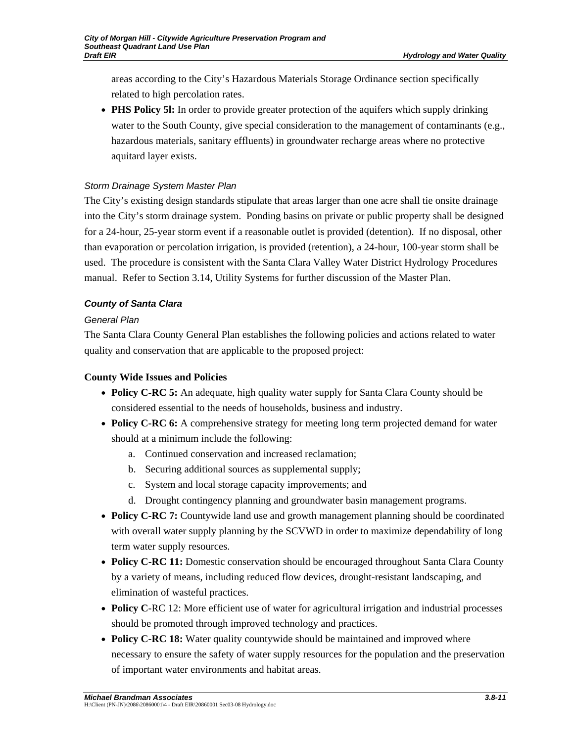areas according to the City's Hazardous Materials Storage Ordinance section specifically related to high percolation rates.

- **PHS Policy 5l:** In order to provide greater protection of the aquifers which supply drinking water to the South County, give special consideration to the management of contaminants (e.g., hazardous materials, sanitary effluents) in groundwater recharge areas where no protective aquitard layer exists.

*Storm Drainage System Master Plan*

The City's existing design standards stipulate that areas larger than one acre shall tie onsite drainage into the City's storm drainage system. Ponding basins on private or public property shall be designed for a 24-hour, 25-year storm event if a reasonable outlet is provided (detention). If no disposal, other than evaporation or percolation irrigation, is provided (retention), a 24-hour, 100-year storm shall be used. The procedure is consistent with the Santa Clara Valley Water District Hydrology Procedures manual. Refer to Section 3.14, Utility Systems for further discussion of the Master Plan.

### *County of Santa Clara*

*General Plan*

The Santa Clara County General Plan establishes the following policies and actions related to water quality and conservation that are applicable to the proposed project:

**County Wide Issues and Policies**

- **Policy C-RC 5:** An adequate, high quality water supply for Santa Clara County should be considered essential to the needs of households, business and industry.
- **Policy C-RC 6:** A comprehensive strategy for meeting long term projected demand for water should at a minimum include the following:
    a. Continued conservation and increased reclamation;
    b. Securing additional sources as supplemental supply;
    c. System and local storage capacity improvements; and
    d. Drought contingency planning and groundwater basin management programs.
- **Policy C-RC 7:** Countywide land use and growth management planning should be coordinated with overall water supply planning by the SCVWD in order to maximize dependability of long term water supply resources.
- **Policy C-RC 11:** Domestic conservation should be encouraged throughout Santa Clara County by a variety of means, including reduced flow devices, drought-resistant landscaping, and elimination of wasteful practices.
- **Policy C**-RC 12: More efficient use of water for agricultural irrigation and industrial processes should be promoted through improved technology and practices.
- **Policy C-RC 18:** Water quality countywide should be maintained and improved where necessary to ensure the safety of water supply resources for the population and the preservation of important water environments and habitat areas.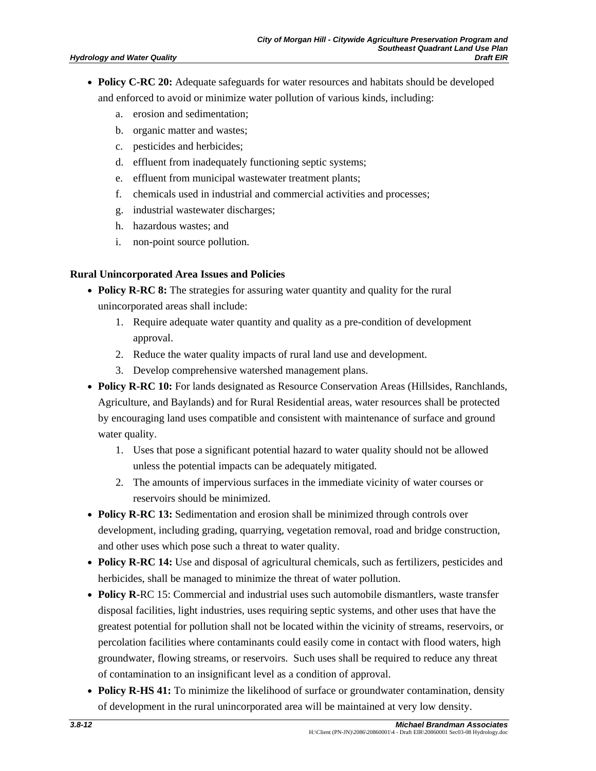- **Policy C-RC 20:** Adequate safeguards for water resources and habitats should be developed and enforced to avoid or minimize water pollution of various kinds, including:
    a. erosion and sedimentation;
    b. organic matter and wastes;
    c. pesticides and herbicides;
    d. effluent from inadequately functioning septic systems;
    e. effluent from municipal wastewater treatment plants;
    f. chemicals used in industrial and commercial activities and processes;
    g. industrial wastewater discharges;
    h. hazardous wastes; and
    i. non-point source pollution.

**Rural Unincorporated Area Issues and Policies**

- **Policy R-RC 8:** The strategies for assuring water quantity and quality for the rural unincorporated areas shall include:
    1. Require adequate water quantity and quality as a pre-condition of development approval.
    2. Reduce the water quality impacts of rural land use and development.
    3. Develop comprehensive watershed management plans.
- **Policy R-RC 10:** For lands designated as Resource Conservation Areas (Hillsides, Ranchlands, Agriculture, and Baylands) and for Rural Residential areas, water resources shall be protected by encouraging land uses compatible and consistent with maintenance of surface and ground water quality.
    1. Uses that pose a significant potential hazard to water quality should not be allowed unless the potential impacts can be adequately mitigated.
    2. The amounts of impervious surfaces in the immediate vicinity of water courses or reservoirs should be minimized.
- **Policy R-RC 13:** Sedimentation and erosion shall be minimized through controls over development, including grading, quarrying, vegetation removal, road and bridge construction, and other uses which pose such a threat to water quality.
- **Policy R-RC 14:** Use and disposal of agricultural chemicals, such as fertilizers, pesticides and herbicides, shall be managed to minimize the threat of water pollution.
- **Policy R**-RC 15: Commercial and industrial uses such automobile dismantlers, waste transfer disposal facilities, light industries, uses requiring septic systems, and other uses that have the greatest potential for pollution shall not be located within the vicinity of streams, reservoirs, or percolation facilities where contaminants could easily come in contact with flood waters, high groundwater, flowing streams, or reservoirs. Such uses shall be required to reduce any threat of contamination to an insignificant level as a condition of approval.
- **Policy R-HS 41:** To minimize the likelihood of surface or groundwater contamination, density of development in the rural unincorporated area will be maintained at very low density.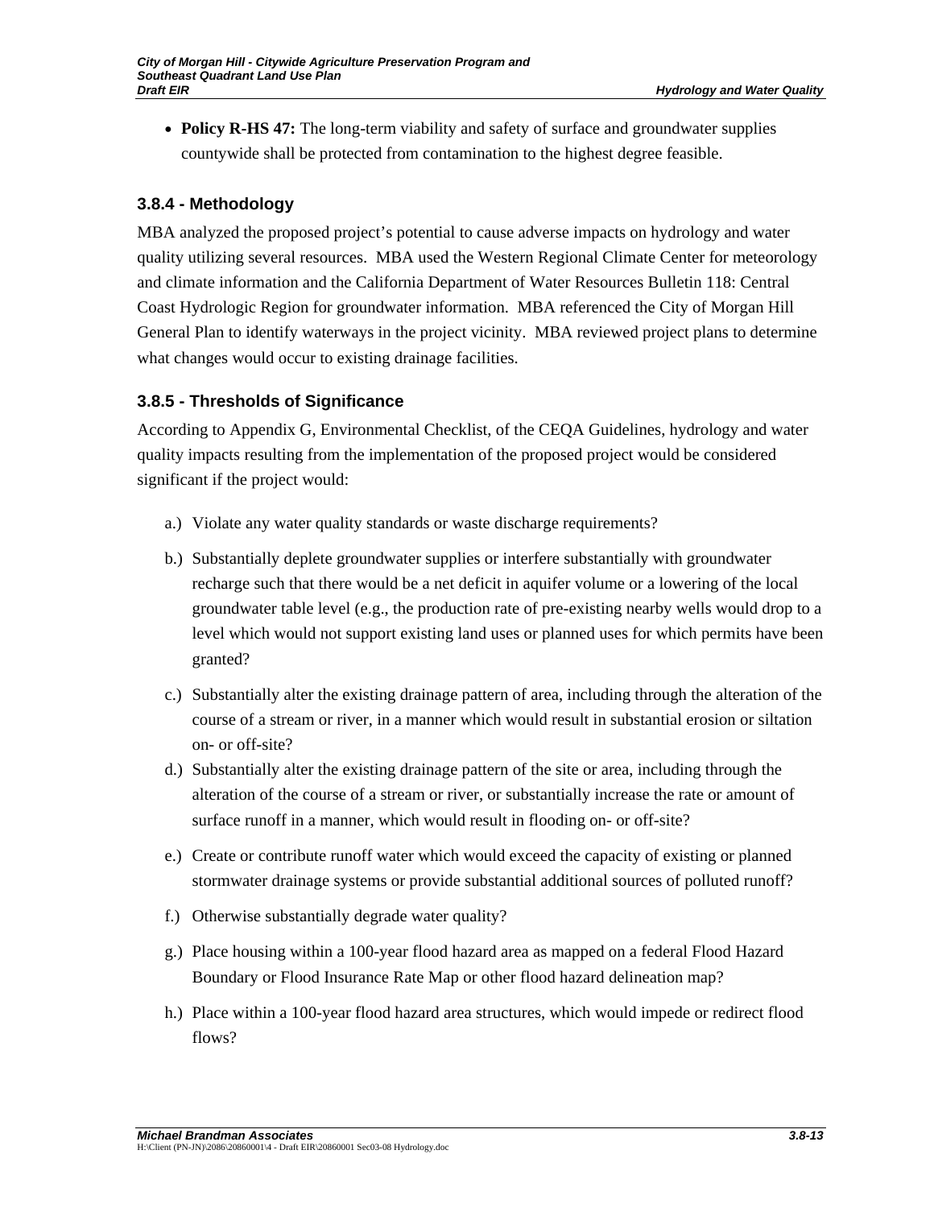- **Policy R-HS 47:** The long-term viability and safety of surface and groundwater supplies countywide shall be protected from contamination to the highest degree feasible.

### 3.8.4 - Methodology

MBA analyzed the proposed project's potential to cause adverse impacts on hydrology and water quality utilizing several resources. MBA used the Western Regional Climate Center for meteorology and climate information and the California Department of Water Resources Bulletin 118: Central Coast Hydrologic Region for groundwater information. MBA referenced the City of Morgan Hill General Plan to identify waterways in the project vicinity. MBA reviewed project plans to determine what changes would occur to existing drainage facilities.

### 3.8.5 - Thresholds of Significance

According to Appendix G, Environmental Checklist, of the CEQA Guidelines, hydrology and water quality impacts resulting from the implementation of the proposed project would be considered significant if the project would:

a.) Violate any water quality standards or waste discharge requirements?

b.) Substantially deplete groundwater supplies or interfere substantially with groundwater recharge such that there would be a net deficit in aquifer volume or a lowering of the local groundwater table level (e.g., the production rate of pre-existing nearby wells would drop to a level which would not support existing land uses or planned uses for which permits have been granted?

c.) Substantially alter the existing drainage pattern of area, including through the alteration of the course of a stream or river, in a manner which would result in substantial erosion or siltation on- or off-site?

d.) Substantially alter the existing drainage pattern of the site or area, including through the alteration of the course of a stream or river, or substantially increase the rate or amount of surface runoff in a manner, which would result in flooding on- or off-site?

e.) Create or contribute runoff water which would exceed the capacity of existing or planned stormwater drainage systems or provide substantial additional sources of polluted runoff?

f.) Otherwise substantially degrade water quality?

g.) Place housing within a 100-year flood hazard area as mapped on a federal Flood Hazard Boundary or Flood Insurance Rate Map or other flood hazard delineation map?

h.) Place within a 100-year flood hazard area structures, which would impede or redirect flood flows?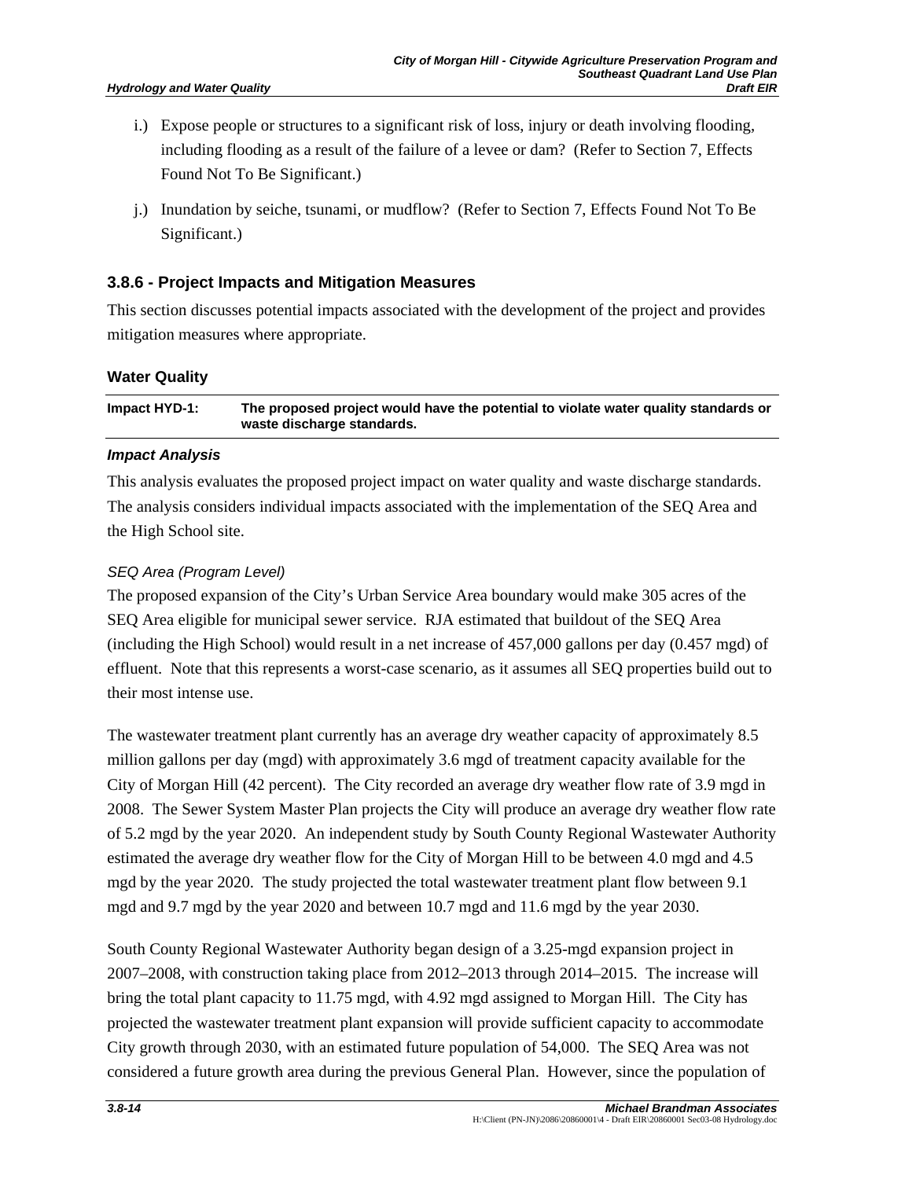i.) Expose people or structures to a significant risk of loss, injury or death involving flooding, including flooding as a result of the failure of a levee or dam? (Refer to Section 7, Effects Found Not To Be Significant.)

j.) Inundation by seiche, tsunami, or mudflow? (Refer to Section 7, Effects Found Not To Be Significant.)

### 3.8.6 - Project Impacts and Mitigation Measures

This section discusses potential impacts associated with the development of the project and provides mitigation measures where appropriate.

#### Water Quality

| Impact HYD-1: | The proposed project would have the potential to violate water quality standards or waste discharge standards. |
|---|---|

***Impact Analysis***

This analysis evaluates the proposed project impact on water quality and waste discharge standards. The analysis considers individual impacts associated with the implementation of the SEQ Area and the High School site.

*SEQ Area (Program Level)*

The proposed expansion of the City's Urban Service Area boundary would make 305 acres of the SEQ Area eligible for municipal sewer service. RJA estimated that buildout of the SEQ Area (including the High School) would result in a net increase of 457,000 gallons per day (0.457 mgd) of effluent. Note that this represents a worst-case scenario, as it assumes all SEQ properties build out to their most intense use.

The wastewater treatment plant currently has an average dry weather capacity of approximately 8.5 million gallons per day (mgd) with approximately 3.6 mgd of treatment capacity available for the City of Morgan Hill (42 percent). The City recorded an average dry weather flow rate of 3.9 mgd in 2008. The Sewer System Master Plan projects the City will produce an average dry weather flow rate of 5.2 mgd by the year 2020. An independent study by South County Regional Wastewater Authority estimated the average dry weather flow for the City of Morgan Hill to be between 4.0 mgd and 4.5 mgd by the year 2020. The study projected the total wastewater treatment plant flow between 9.1 mgd and 9.7 mgd by the year 2020 and between 10.7 mgd and 11.6 mgd by the year 2030.

South County Regional Wastewater Authority began design of a 3.25-mgd expansion project in 2007–2008, with construction taking place from 2012–2013 through 2014–2015. The increase will bring the total plant capacity to 11.75 mgd, with 4.92 mgd assigned to Morgan Hill. The City has projected the wastewater treatment plant expansion will provide sufficient capacity to accommodate City growth through 2030, with an estimated future population of 54,000. The SEQ Area was not considered a future growth area during the previous General Plan. However, since the population of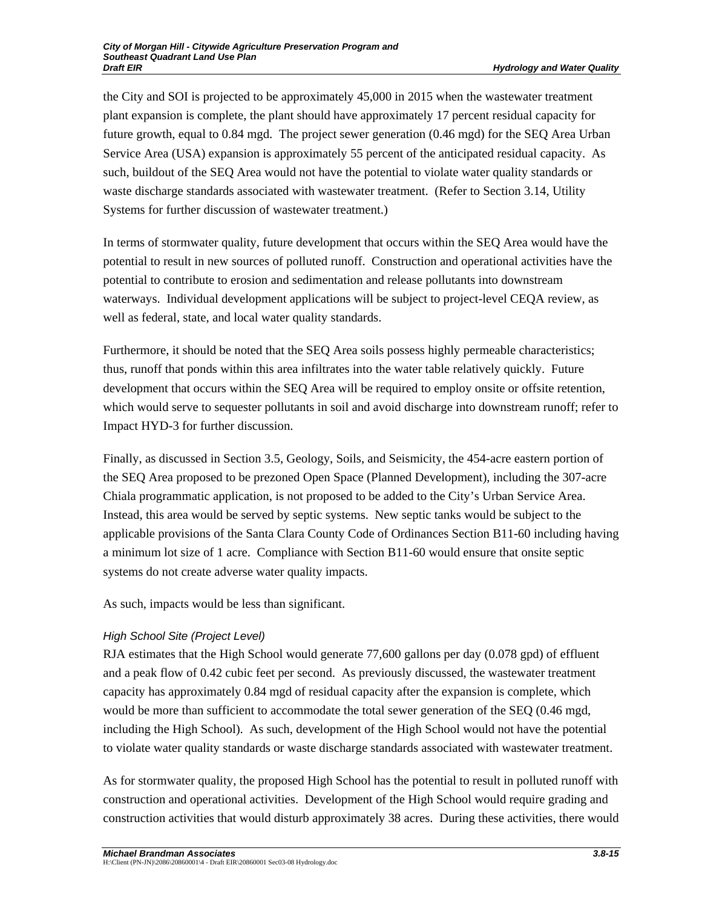the City and SOI is projected to be approximately 45,000 in 2015 when the wastewater treatment plant expansion is complete, the plant should have approximately 17 percent residual capacity for future growth, equal to 0.84 mgd. The project sewer generation (0.46 mgd) for the SEQ Area Urban Service Area (USA) expansion is approximately 55 percent of the anticipated residual capacity. As such, buildout of the SEQ Area would not have the potential to violate water quality standards or waste discharge standards associated with wastewater treatment. (Refer to Section 3.14, Utility Systems for further discussion of wastewater treatment.)

In terms of stormwater quality, future development that occurs within the SEQ Area would have the potential to result in new sources of polluted runoff. Construction and operational activities have the potential to contribute to erosion and sedimentation and release pollutants into downstream waterways. Individual development applications will be subject to project-level CEQA review, as well as federal, state, and local water quality standards.

Furthermore, it should be noted that the SEQ Area soils possess highly permeable characteristics; thus, runoff that ponds within this area infiltrates into the water table relatively quickly. Future development that occurs within the SEQ Area will be required to employ onsite or offsite retention, which would serve to sequester pollutants in soil and avoid discharge into downstream runoff; refer to Impact HYD-3 for further discussion.

Finally, as discussed in Section 3.5, Geology, Soils, and Seismicity, the 454-acre eastern portion of the SEQ Area proposed to be prezoned Open Space (Planned Development), including the 307-acre Chiala programmatic application, is not proposed to be added to the City's Urban Service Area. Instead, this area would be served by septic systems. New septic tanks would be subject to the applicable provisions of the Santa Clara County Code of Ordinances Section B11-60 including having a minimum lot size of 1 acre. Compliance with Section B11-60 would ensure that onsite septic systems do not create adverse water quality impacts.

As such, impacts would be less than significant.

*High School Site (Project Level)*

RJA estimates that the High School would generate 77,600 gallons per day (0.078 gpd) of effluent and a peak flow of 0.42 cubic feet per second. As previously discussed, the wastewater treatment capacity has approximately 0.84 mgd of residual capacity after the expansion is complete, which would be more than sufficient to accommodate the total sewer generation of the SEQ (0.46 mgd, including the High School). As such, development of the High School would not have the potential to violate water quality standards or waste discharge standards associated with wastewater treatment.

As for stormwater quality, the proposed High School has the potential to result in polluted runoff with construction and operational activities. Development of the High School would require grading and construction activities that would disturb approximately 38 acres. During these activities, there would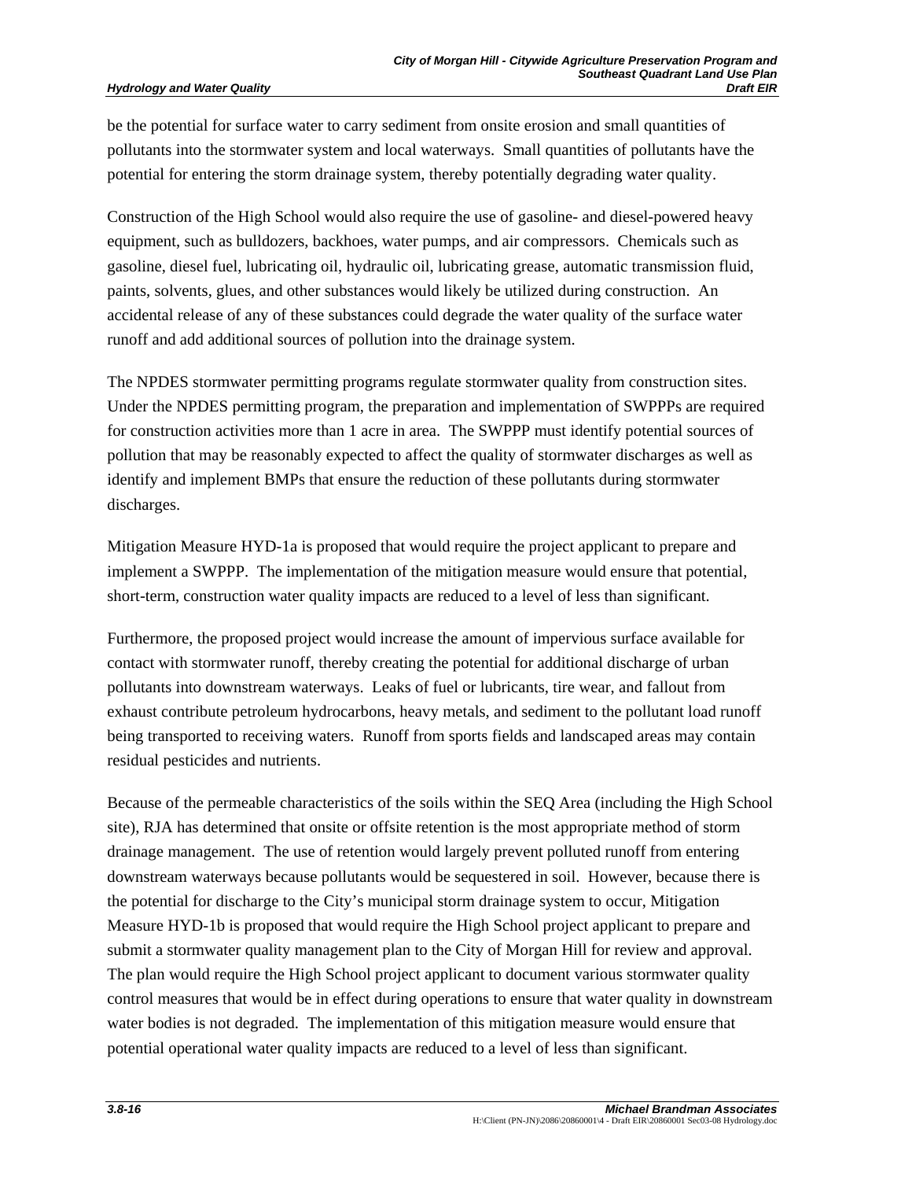be the potential for surface water to carry sediment from onsite erosion and small quantities of pollutants into the stormwater system and local waterways. Small quantities of pollutants have the potential for entering the storm drainage system, thereby potentially degrading water quality.

Construction of the High School would also require the use of gasoline- and diesel-powered heavy equipment, such as bulldozers, backhoes, water pumps, and air compressors. Chemicals such as gasoline, diesel fuel, lubricating oil, hydraulic oil, lubricating grease, automatic transmission fluid, paints, solvents, glues, and other substances would likely be utilized during construction. An accidental release of any of these substances could degrade the water quality of the surface water runoff and add additional sources of pollution into the drainage system.

The NPDES stormwater permitting programs regulate stormwater quality from construction sites. Under the NPDES permitting program, the preparation and implementation of SWPPPs are required for construction activities more than 1 acre in area. The SWPPP must identify potential sources of pollution that may be reasonably expected to affect the quality of stormwater discharges as well as identify and implement BMPs that ensure the reduction of these pollutants during stormwater discharges.

Mitigation Measure HYD-1a is proposed that would require the project applicant to prepare and implement a SWPPP. The implementation of the mitigation measure would ensure that potential, short-term, construction water quality impacts are reduced to a level of less than significant.

Furthermore, the proposed project would increase the amount of impervious surface available for contact with stormwater runoff, thereby creating the potential for additional discharge of urban pollutants into downstream waterways. Leaks of fuel or lubricants, tire wear, and fallout from exhaust contribute petroleum hydrocarbons, heavy metals, and sediment to the pollutant load runoff being transported to receiving waters. Runoff from sports fields and landscaped areas may contain residual pesticides and nutrients.

Because of the permeable characteristics of the soils within the SEQ Area (including the High School site), RJA has determined that onsite or offsite retention is the most appropriate method of storm drainage management. The use of retention would largely prevent polluted runoff from entering downstream waterways because pollutants would be sequestered in soil. However, because there is the potential for discharge to the City's municipal storm drainage system to occur, Mitigation Measure HYD-1b is proposed that would require the High School project applicant to prepare and submit a stormwater quality management plan to the City of Morgan Hill for review and approval. The plan would require the High School project applicant to document various stormwater quality control measures that would be in effect during operations to ensure that water quality in downstream water bodies is not degraded. The implementation of this mitigation measure would ensure that potential operational water quality impacts are reduced to a level of less than significant.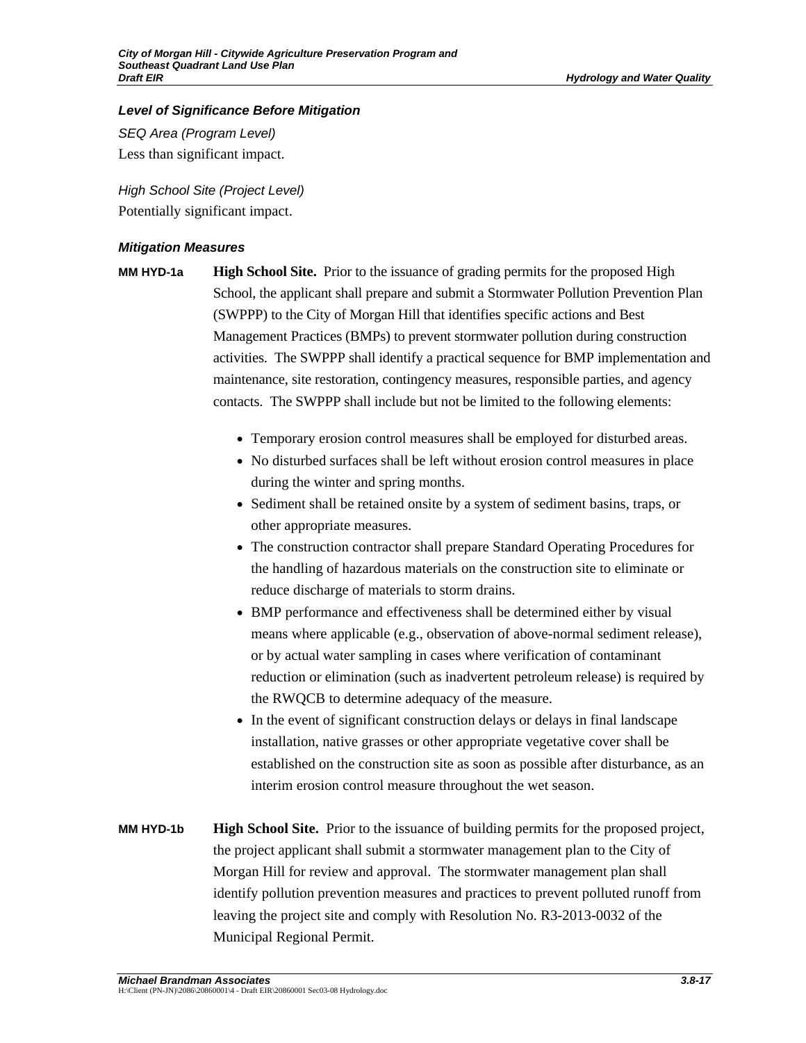#### *Level of Significance Before Mitigation*

*SEQ Area (Program Level)*

Less than significant impact.

*High School Site (Project Level)*

Potentially significant impact.

#### *Mitigation Measures*

**MM HYD-1a** **High School Site.** Prior to the issuance of grading permits for the proposed High School, the applicant shall prepare and submit a Stormwater Pollution Prevention Plan (SWPPP) to the City of Morgan Hill that identifies specific actions and Best Management Practices (BMPs) to prevent stormwater pollution during construction activities. The SWPPP shall identify a practical sequence for BMP implementation and maintenance, site restoration, contingency measures, responsible parties, and agency contacts. The SWPPP shall include but not be limited to the following elements:

- Temporary erosion control measures shall be employed for disturbed areas.
- No disturbed surfaces shall be left without erosion control measures in place during the winter and spring months.
- Sediment shall be retained onsite by a system of sediment basins, traps, or other appropriate measures.
- The construction contractor shall prepare Standard Operating Procedures for the handling of hazardous materials on the construction site to eliminate or reduce discharge of materials to storm drains.
- BMP performance and effectiveness shall be determined either by visual means where applicable (e.g., observation of above-normal sediment release), or by actual water sampling in cases where verification of contaminant reduction or elimination (such as inadvertent petroleum release) is required by the RWQCB to determine adequacy of the measure.
- In the event of significant construction delays or delays in final landscape installation, native grasses or other appropriate vegetative cover shall be established on the construction site as soon as possible after disturbance, as an interim erosion control measure throughout the wet season.

**MM HYD-1b** **High School Site.** Prior to the issuance of building permits for the proposed project, the project applicant shall submit a stormwater management plan to the City of Morgan Hill for review and approval. The stormwater management plan shall identify pollution prevention measures and practices to prevent polluted runoff from leaving the project site and comply with Resolution No. R3-2013-0032 of the Municipal Regional Permit.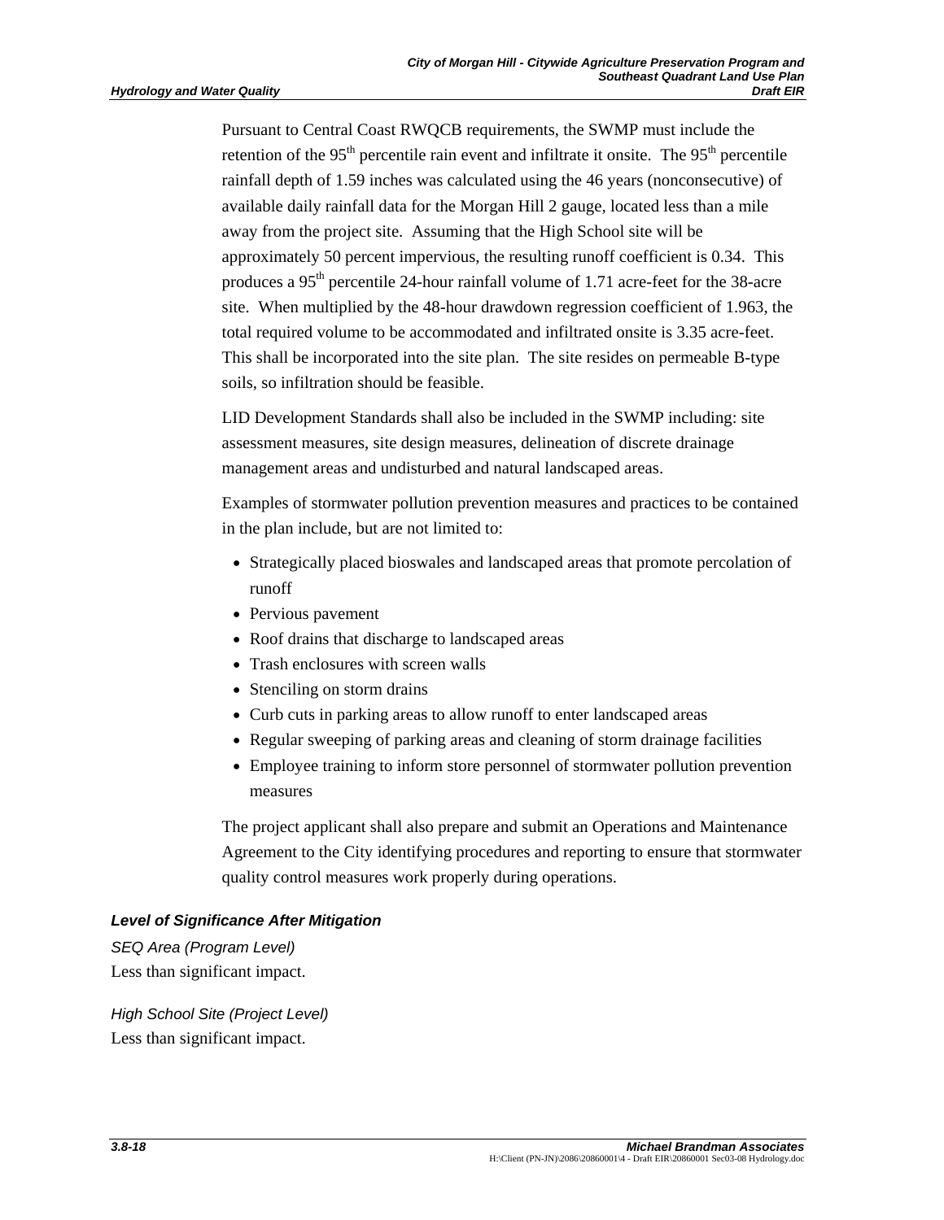Pursuant to Central Coast RWQCB requirements, the SWMP must include the retention of the 95th percentile rain event and infiltrate it onsite. The 95th percentile rainfall depth of 1.59 inches was calculated using the 46 years (nonconsecutive) of available daily rainfall data for the Morgan Hill 2 gauge, located less than a mile away from the project site. Assuming that the High School site will be approximately 50 percent impervious, the resulting runoff coefficient is 0.34. This produces a 95th percentile 24-hour rainfall volume of 1.71 acre-feet for the 38-acre site. When multiplied by the 48-hour drawdown regression coefficient of 1.963, the total required volume to be accommodated and infiltrated onsite is 3.35 acre-feet. This shall be incorporated into the site plan. The site resides on permeable B-type soils, so infiltration should be feasible.

LID Development Standards shall also be included in the SWMP including: site assessment measures, site design measures, delineation of discrete drainage management areas and undisturbed and natural landscaped areas.

Examples of stormwater pollution prevention measures and practices to be contained in the plan include, but are not limited to:

- Strategically placed bioswales and landscaped areas that promote percolation of runoff
- Pervious pavement
- Roof drains that discharge to landscaped areas
- Trash enclosures with screen walls
- Stenciling on storm drains
- Curb cuts in parking areas to allow runoff to enter landscaped areas
- Regular sweeping of parking areas and cleaning of storm drainage facilities
- Employee training to inform store personnel of stormwater pollution prevention measures

The project applicant shall also prepare and submit an Operations and Maintenance Agreement to the City identifying procedures and reporting to ensure that stormwater quality control measures work properly during operations.

#### *Level of Significance After Mitigation*

*SEQ Area (Program Level)*

Less than significant impact.

*High School Site (Project Level)*

Less than significant impact.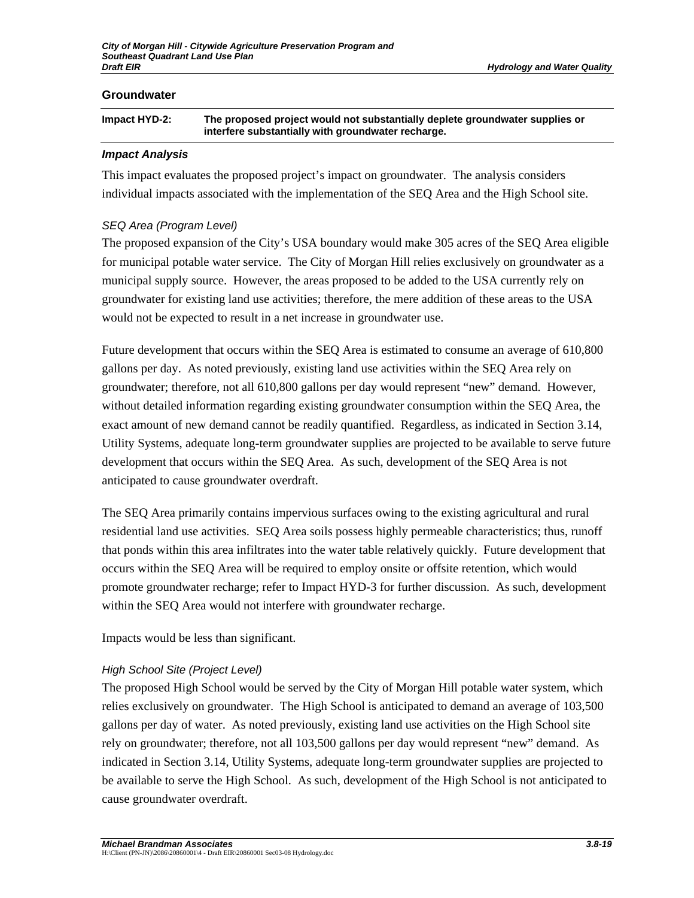### Groundwater

| Impact HYD-2: | The proposed project would not substantially deplete groundwater supplies or interfere substantially with groundwater recharge. |
|---|---|

#### *Impact Analysis*

This impact evaluates the proposed project's impact on groundwater. The analysis considers individual impacts associated with the implementation of the SEQ Area and the High School site.

*SEQ Area (Program Level)*

The proposed expansion of the City's USA boundary would make 305 acres of the SEQ Area eligible for municipal potable water service. The City of Morgan Hill relies exclusively on groundwater as a municipal supply source. However, the areas proposed to be added to the USA currently rely on groundwater for existing land use activities; therefore, the mere addition of these areas to the USA would not be expected to result in a net increase in groundwater use.

Future development that occurs within the SEQ Area is estimated to consume an average of 610,800 gallons per day. As noted previously, existing land use activities within the SEQ Area rely on groundwater; therefore, not all 610,800 gallons per day would represent "new" demand. However, without detailed information regarding existing groundwater consumption within the SEQ Area, the exact amount of new demand cannot be readily quantified. Regardless, as indicated in Section 3.14, Utility Systems, adequate long-term groundwater supplies are projected to be available to serve future development that occurs within the SEQ Area. As such, development of the SEQ Area is not anticipated to cause groundwater overdraft.

The SEQ Area primarily contains impervious surfaces owing to the existing agricultural and rural residential land use activities. SEQ Area soils possess highly permeable characteristics; thus, runoff that ponds within this area infiltrates into the water table relatively quickly. Future development that occurs within the SEQ Area will be required to employ onsite or offsite retention, which would promote groundwater recharge; refer to Impact HYD-3 for further discussion. As such, development within the SEQ Area would not interfere with groundwater recharge.

Impacts would be less than significant.

*High School Site (Project Level)*

The proposed High School would be served by the City of Morgan Hill potable water system, which relies exclusively on groundwater. The High School is anticipated to demand an average of 103,500 gallons per day of water. As noted previously, existing land use activities on the High School site rely on groundwater; therefore, not all 103,500 gallons per day would represent "new" demand. As indicated in Section 3.14, Utility Systems, adequate long-term groundwater supplies are projected to be available to serve the High School. As such, development of the High School is not anticipated to cause groundwater overdraft.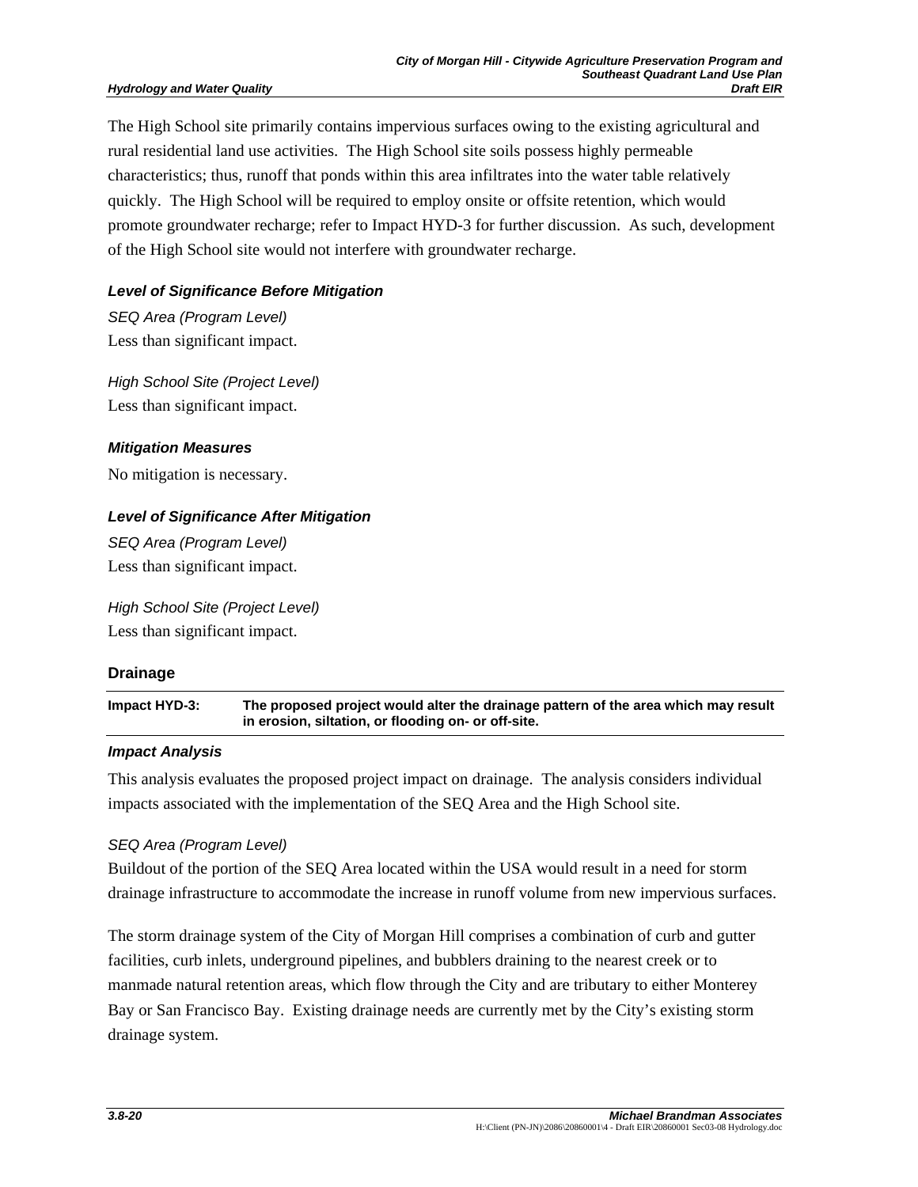The High School site primarily contains impervious surfaces owing to the existing agricultural and rural residential land use activities. The High School site soils possess highly permeable characteristics; thus, runoff that ponds within this area infiltrates into the water table relatively quickly. The High School will be required to employ onsite or offsite retention, which would promote groundwater recharge; refer to Impact HYD-3 for further discussion. As such, development of the High School site would not interfere with groundwater recharge.

#### *Level of Significance Before Mitigation*

*SEQ Area (Program Level)*
Less than significant impact.

*High School Site (Project Level)*
Less than significant impact.

#### *Mitigation Measures*

No mitigation is necessary.

#### *Level of Significance After Mitigation*

*SEQ Area (Program Level)*
Less than significant impact.

*High School Site (Project Level)*
Less than significant impact.

### Drainage

| **Impact HYD-3:** | **The proposed project would alter the drainage pattern of the area which may result in erosion, siltation, or flooding on- or off-site.** |
|---|---|

#### *Impact Analysis*

This analysis evaluates the proposed project impact on drainage. The analysis considers individual impacts associated with the implementation of the SEQ Area and the High School site.

*SEQ Area (Program Level)*
Buildout of the portion of the SEQ Area located within the USA would result in a need for storm drainage infrastructure to accommodate the increase in runoff volume from new impervious surfaces.

The storm drainage system of the City of Morgan Hill comprises a combination of curb and gutter facilities, curb inlets, underground pipelines, and bubblers draining to the nearest creek or to manmade natural retention areas, which flow through the City and are tributary to either Monterey Bay or San Francisco Bay. Existing drainage needs are currently met by the City's existing storm drainage system.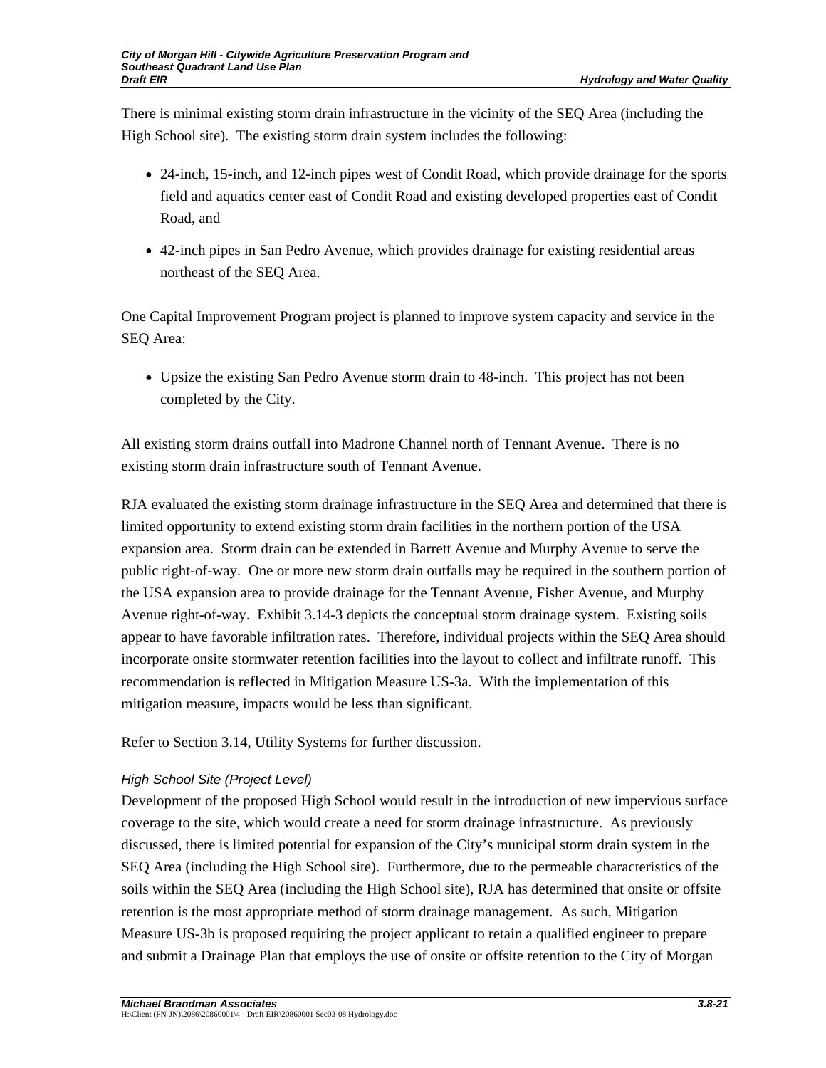There is minimal existing storm drain infrastructure in the vicinity of the SEQ Area (including the High School site). The existing storm drain system includes the following:

- 24-inch, 15-inch, and 12-inch pipes west of Condit Road, which provide drainage for the sports field and aquatics center east of Condit Road and existing developed properties east of Condit Road, and
- 42-inch pipes in San Pedro Avenue, which provides drainage for existing residential areas northeast of the SEQ Area.

One Capital Improvement Program project is planned to improve system capacity and service in the SEQ Area:

- Upsize the existing San Pedro Avenue storm drain to 48-inch. This project has not been completed by the City.

All existing storm drains outfall into Madrone Channel north of Tennant Avenue. There is no existing storm drain infrastructure south of Tennant Avenue.

RJA evaluated the existing storm drainage infrastructure in the SEQ Area and determined that there is limited opportunity to extend existing storm drain facilities in the northern portion of the USA expansion area. Storm drain can be extended in Barrett Avenue and Murphy Avenue to serve the public right-of-way. One or more new storm drain outfalls may be required in the southern portion of the USA expansion area to provide drainage for the Tennant Avenue, Fisher Avenue, and Murphy Avenue right-of-way. Exhibit 3.14-3 depicts the conceptual storm drainage system. Existing soils appear to have favorable infiltration rates. Therefore, individual projects within the SEQ Area should incorporate onsite stormwater retention facilities into the layout to collect and infiltrate runoff. This recommendation is reflected in Mitigation Measure US-3a. With the implementation of this mitigation measure, impacts would be less than significant.

Refer to Section 3.14, Utility Systems for further discussion.

*High School Site (Project Level)*

Development of the proposed High School would result in the introduction of new impervious surface coverage to the site, which would create a need for storm drainage infrastructure. As previously discussed, there is limited potential for expansion of the City's municipal storm drain system in the SEQ Area (including the High School site). Furthermore, due to the permeable characteristics of the soils within the SEQ Area (including the High School site), RJA has determined that onsite or offsite retention is the most appropriate method of storm drainage management. As such, Mitigation Measure US-3b is proposed requiring the project applicant to retain a qualified engineer to prepare and submit a Drainage Plan that employs the use of onsite or offsite retention to the City of Morgan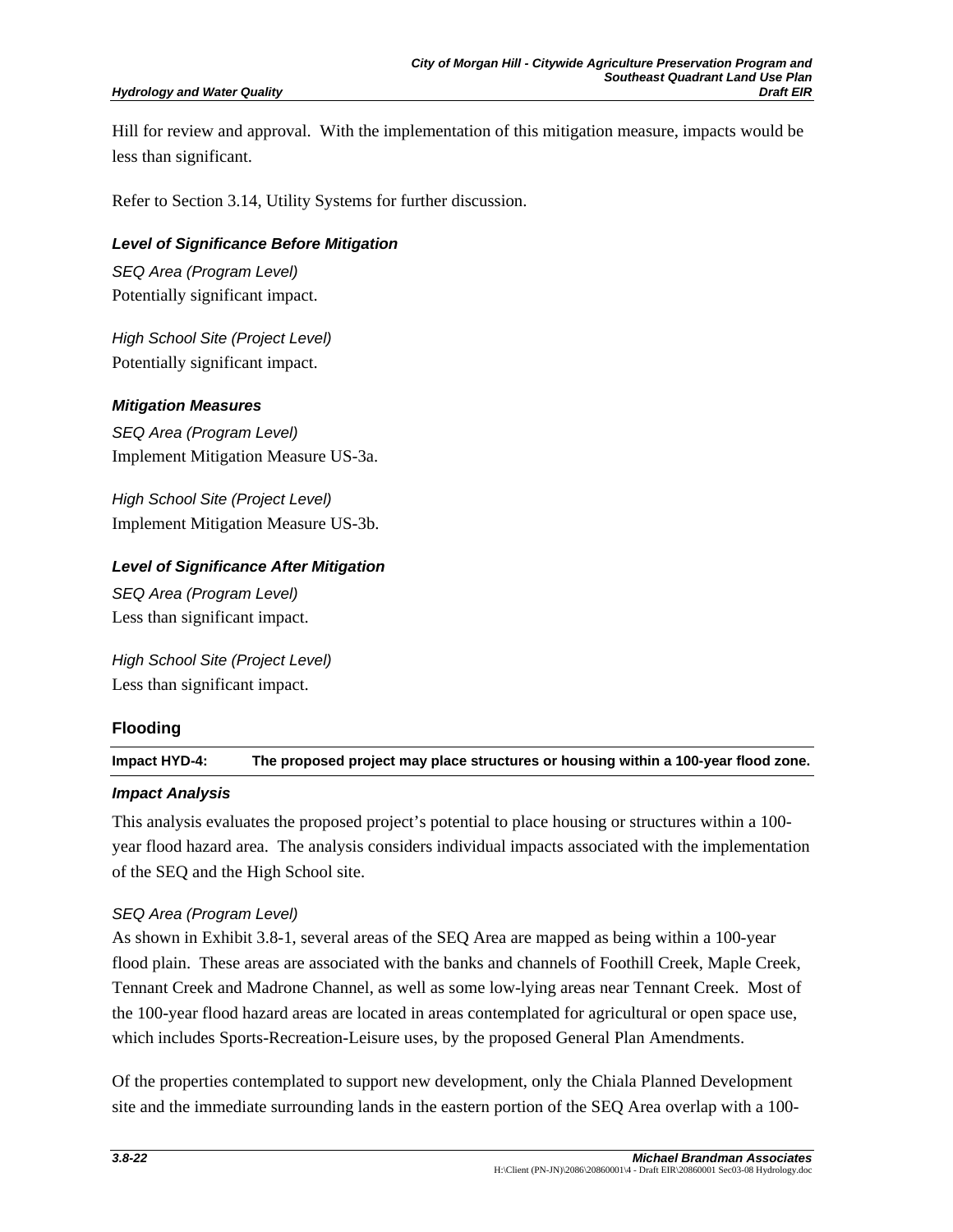Hill for review and approval. With the implementation of this mitigation measure, impacts would be less than significant.

Refer to Section 3.14, Utility Systems for further discussion.

#### *Level of Significance Before Mitigation*

*SEQ Area (Program Level)*
Potentially significant impact.

*High School Site (Project Level)*
Potentially significant impact.

#### *Mitigation Measures*

*SEQ Area (Program Level)*
Implement Mitigation Measure US-3a.

*High School Site (Project Level)*
Implement Mitigation Measure US-3b.

#### *Level of Significance After Mitigation*

*SEQ Area (Program Level)*
Less than significant impact.

*High School Site (Project Level)*
Less than significant impact.

### Flooding

**Impact HYD-4: The proposed project may place structures or housing within a 100-year flood zone.**

#### *Impact Analysis*

This analysis evaluates the proposed project's potential to place housing or structures within a 100-year flood hazard area. The analysis considers individual impacts associated with the implementation of the SEQ and the High School site.

*SEQ Area (Program Level)*
As shown in Exhibit 3.8-1, several areas of the SEQ Area are mapped as being within a 100-year flood plain. These areas are associated with the banks and channels of Foothill Creek, Maple Creek, Tennant Creek and Madrone Channel, as well as some low-lying areas near Tennant Creek. Most of the 100-year flood hazard areas are located in areas contemplated for agricultural or open space use, which includes Sports-Recreation-Leisure uses, by the proposed General Plan Amendments.

Of the properties contemplated to support new development, only the Chiala Planned Development site and the immediate surrounding lands in the eastern portion of the SEQ Area overlap with a 100-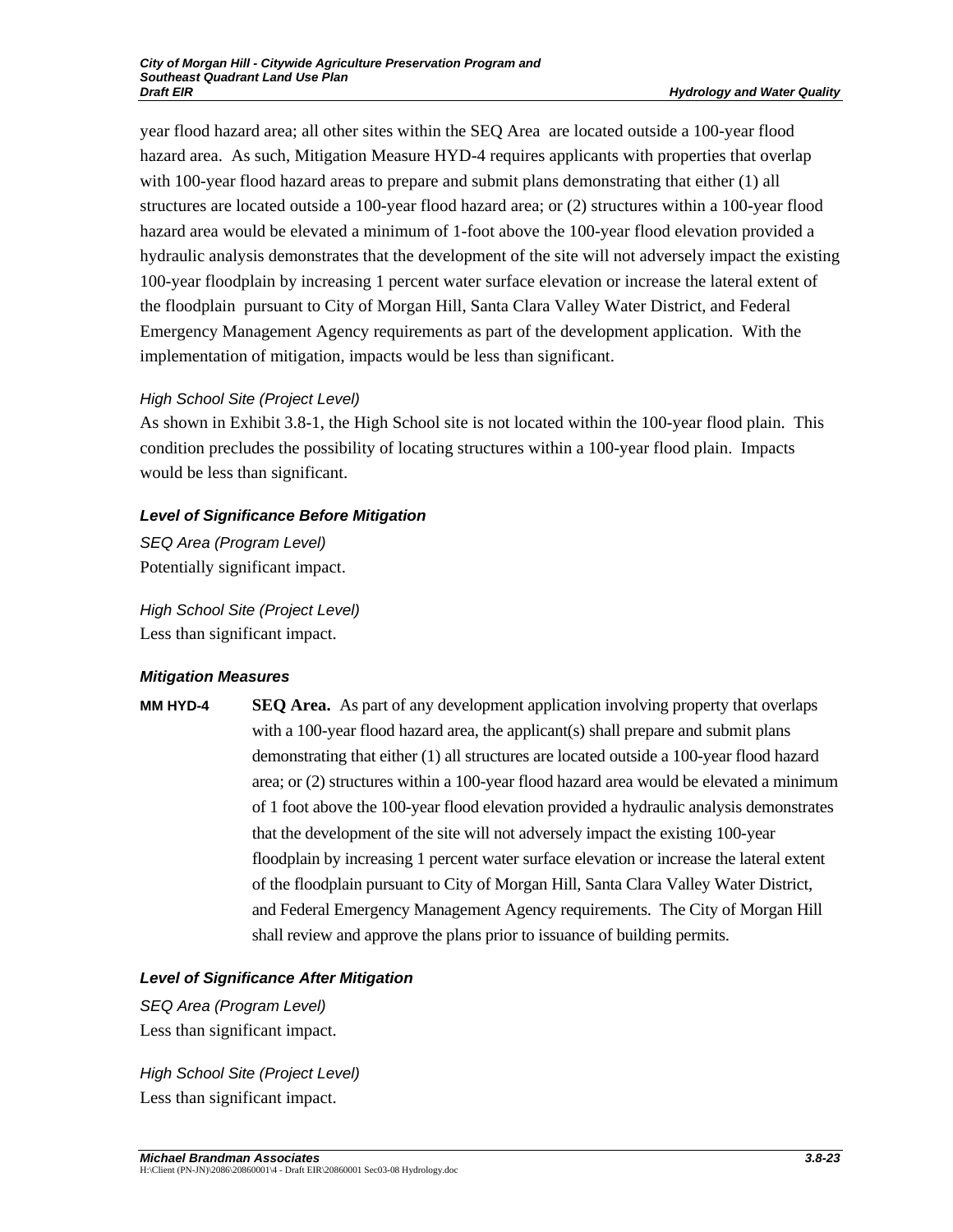year flood hazard area; all other sites within the SEQ Area are located outside a 100-year flood hazard area. As such, Mitigation Measure HYD-4 requires applicants with properties that overlap with 100-year flood hazard areas to prepare and submit plans demonstrating that either (1) all structures are located outside a 100-year flood hazard area; or (2) structures within a 100-year flood hazard area would be elevated a minimum of 1-foot above the 100-year flood elevation provided a hydraulic analysis demonstrates that the development of the site will not adversely impact the existing 100-year floodplain by increasing 1 percent water surface elevation or increase the lateral extent of the floodplain pursuant to City of Morgan Hill, Santa Clara Valley Water District, and Federal Emergency Management Agency requirements as part of the development application. With the implementation of mitigation, impacts would be less than significant.

*High School Site (Project Level)*

As shown in Exhibit 3.8-1, the High School site is not located within the 100-year flood plain. This condition precludes the possibility of locating structures within a 100-year flood plain. Impacts would be less than significant.

#### *Level of Significance Before Mitigation*

*SEQ Area (Program Level)*

Potentially significant impact.

*High School Site (Project Level)*

Less than significant impact.

#### *Mitigation Measures*

**MM HYD-4** **SEQ Area.** As part of any development application involving property that overlaps with a 100-year flood hazard area, the applicant(s) shall prepare and submit plans demonstrating that either (1) all structures are located outside a 100-year flood hazard area; or (2) structures within a 100-year flood hazard area would be elevated a minimum of 1 foot above the 100-year flood elevation provided a hydraulic analysis demonstrates that the development of the site will not adversely impact the existing 100-year floodplain by increasing 1 percent water surface elevation or increase the lateral extent of the floodplain pursuant to City of Morgan Hill, Santa Clara Valley Water District, and Federal Emergency Management Agency requirements. The City of Morgan Hill shall review and approve the plans prior to issuance of building permits.

#### *Level of Significance After Mitigation*

*SEQ Area (Program Level)*

Less than significant impact.

*High School Site (Project Level)*

Less than significant impact.